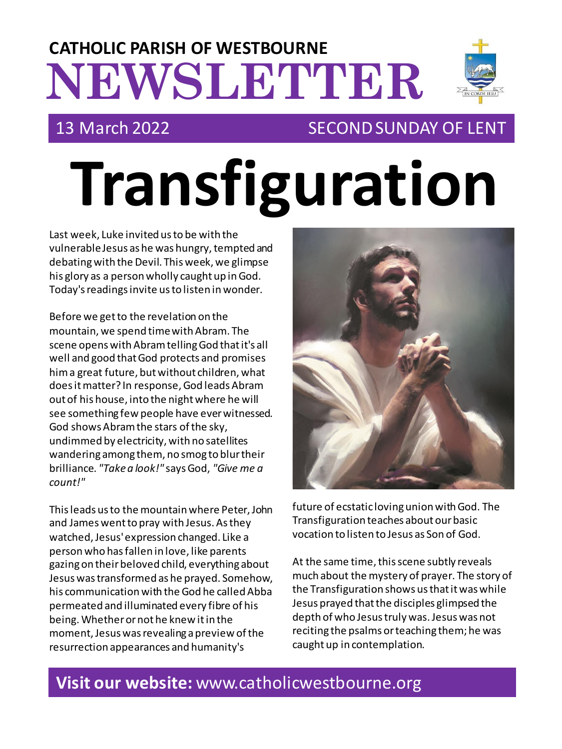# CATHOLIC PARISH OF WESTBOURNE NEWSLETTER

13 March 2022 — SECOND SUNDAY OF LENT

# Transfiguration

Last week, Luke invited us to be with the vulnerable Jesus as he was hungry, tempted and debating with the Devil. This week, we glimpse his glory as a person wholly caught up in God. Today's readings invite us to listen in wonder.

Before we get to the revelation on the mountain, we spend time with Abram. The scene opens with Abram telling God that it's all well and good that God protects and promises him a great future, but without children, what does it matter? In response, God leads Abram out of his house, into the night where he will see something few people have ever witnessed. God shows Abram the stars of the sky, undimmed by electricity, with no satellites wandering among them, no smog to blur their brilliance. *"Take a look!"* says God, *"Give me a count!"*

This leads us to the mountain where Peter, John and James went to pray with Jesus. As they watched, Jesus' expression changed. Like a person who has fallen in love, like parents gazing on their beloved child, everything about Jesus was transformed as he prayed. Somehow, his communication with the God he called Abba permeated and illuminated every fibre of his being. Whether or not he knew it in the moment, Jesus was revealing a preview of the resurrection appearances and humanity's future of ecstatic loving union with God. The Transfiguration teaches about our basic vocation to listen to Jesus as Son of God.

At the same time, this scene subtly reveals much about the mystery of prayer. The story of the Transfiguration shows us that it was while Jesus prayed that the disciples glimpsed the depth of who Jesus truly was. Jesus was not reciting the psalms or teaching them; he was caught up in contemplation.

**Visit our website:** www.catholicwestbourne.org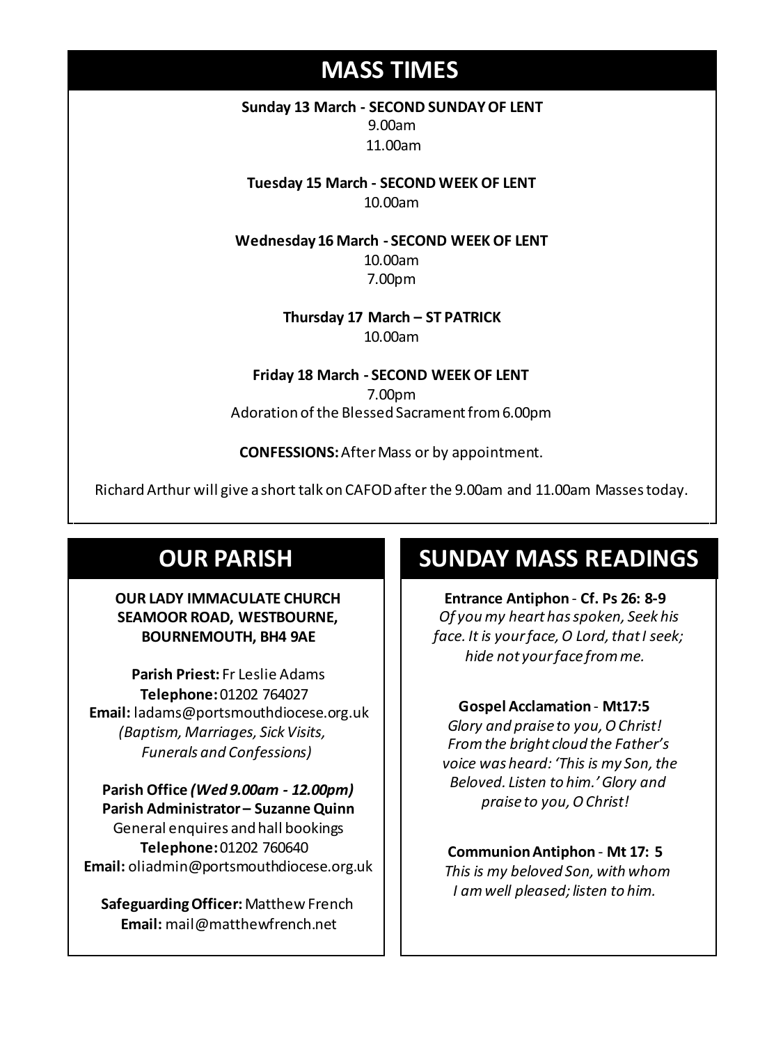## MASS TIMES

**Sunday 13 March - SECOND SUNDAY OF LENT**
9.00am
11.00am

**Tuesday 15 March - SECOND WEEK OF LENT**
10.00am

**Wednesday 16 March - SECOND WEEK OF LENT**
10.00am
7.00pm

**Thursday 17 March – ST PATRICK**
10.00am

**Friday 18 March - SECOND WEEK OF LENT**
7.00pm
Adoration of the Blessed Sacrament from 6.00pm

**CONFESSIONS:** After Mass or by appointment.

Richard Arthur will give a short talk on CAFOD after the 9.00am and 11.00am Masses today.

## OUR PARISH

**OUR LADY IMMACULATE CHURCH**
**SEAMOOR ROAD, WESTBOURNE, BOURNEMOUTH, BH4 9AE**

**Parish Priest:** Fr Leslie Adams
**Telephone:** 01202 764027
**Email:** ladams@portsmouthdiocese.org.uk
*(Baptism, Marriages, Sick Visits, Funerals and Confessions)*

**Parish Office *(Wed 9.00am - 12.00pm)***
**Parish Administrator – Suzanne Quinn**
General enquires and hall bookings
**Telephone:** 01202 760640
**Email:** oliadmin@portsmouthdiocese.org.uk

**Safeguarding Officer:** Matthew French
**Email:** mail@matthewfrench.net

## SUNDAY MASS READINGS

**Entrance Antiphon** - **Cf. Ps 26: 8-9**
*Of you my heart has spoken, Seek his face. It is your face, O Lord, that I seek; hide not your face from me.*

**Gospel Acclamation** - **Mt17:5**
*Glory and praise to you, O Christ! From the bright cloud the Father's voice was heard: 'This is my Son, the Beloved. Listen to him.' Glory and praise to you, O Christ!*

**Communion Antiphon** - **Mt 17: 5**
*This is my beloved Son, with whom I am well pleased; listen to him.*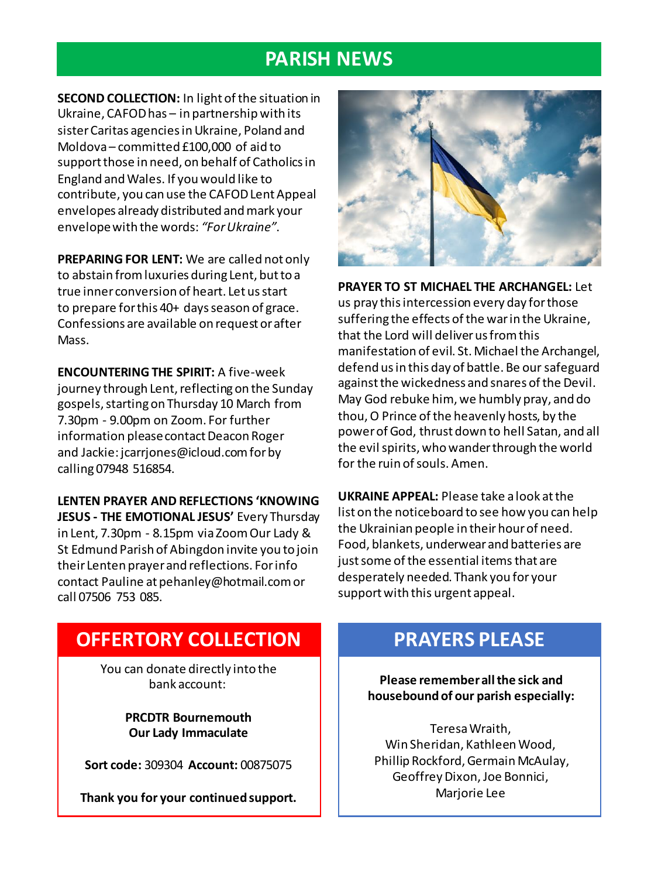# PARISH NEWS

**SECOND COLLECTION:** In light of the situation in Ukraine, CAFOD has – in partnership with its sister Caritas agencies in Ukraine, Poland and Moldova – committed £100,000 of aid to support those in need, on behalf of Catholics in England and Wales. If you would like to contribute, you can use the CAFOD Lent Appeal envelopes already distributed and mark your envelope with the words: *"For Ukraine"*.

**PREPARING FOR LENT:** We are called not only to abstain from luxuries during Lent, but to a true inner conversion of heart. Let us start to prepare for this 40+ days season of grace. Confessions are available on request or after Mass.

**ENCOUNTERING THE SPIRIT:** A five-week journey through Lent, reflecting on the Sunday gospels, starting on Thursday 10 March from 7.30pm - 9.00pm on Zoom. For further information please contact Deacon Roger and Jackie: jcarrjones@icloud.com for by calling 07948 516854.

**LENTEN PRAYER AND REFLECTIONS 'KNOWING JESUS - THE EMOTIONAL JESUS'** Every Thursday in Lent, 7.30pm - 8.15pm via Zoom Our Lady & St Edmund Parish of Abingdon invite you to join their Lenten prayer and reflections. For info contact Pauline at pehanley@hotmail.com or call 07506 753 085.

**PRAYER TO ST MICHAEL THE ARCHANGEL:** Let us pray this intercession every day for those suffering the effects of the war in the Ukraine, that the Lord will deliver us from this manifestation of evil. St. Michael the Archangel, defend us in this day of battle. Be our safeguard against the wickedness and snares of the Devil. May God rebuke him, we humbly pray, and do thou, O Prince of the heavenly hosts, by the power of God, thrust down to hell Satan, and all the evil spirits, who wander through the world for the ruin of souls. Amen.

**UKRAINE APPEAL:** Please take a look at the list on the noticeboard to see how you can help the Ukrainian people in their hour of need. Food, blankets, underwear and batteries are just some of the essential items that are desperately needed. Thank you for your support with this urgent appeal.

## OFFERTORY COLLECTION

You can donate directly into the bank account:

**PRCDTR Bournemouth**
**Our Lady Immaculate**

**Sort code:** 309304 **Account:** 00875075

**Thank you for your continued support.**

## PRAYERS PLEASE

**Please remember all the sick and housebound of our parish especially:**

Teresa Wraith,
Win Sheridan, Kathleen Wood,
Phillip Rockford, Germain McAulay,
Geoffrey Dixon, Joe Bonnici,
Marjorie Lee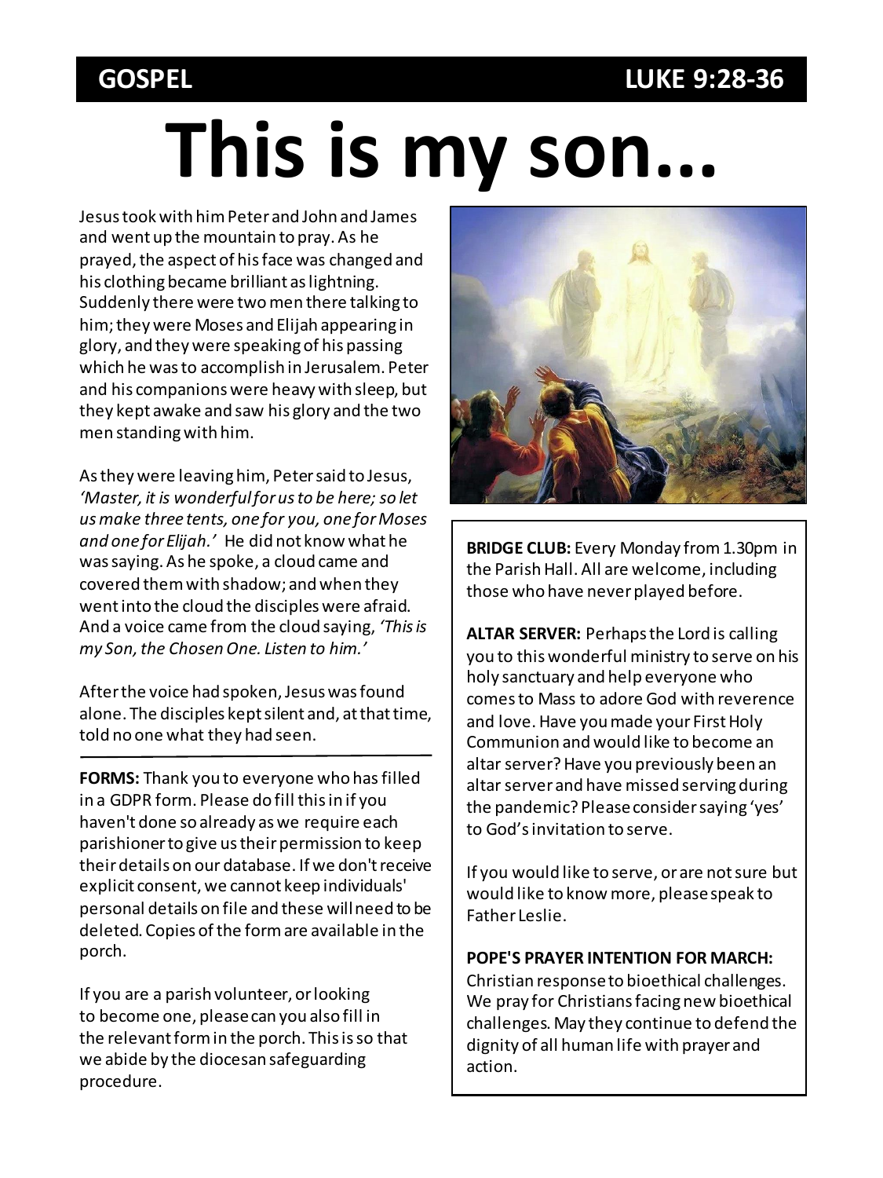**GOSPEL** **LUKE 9:28-36**

# This is my son...

Jesus took with him Peter and John and James and went up the mountain to pray. As he prayed, the aspect of his face was changed and his clothing became brilliant as lightning. Suddenly there were two men there talking to him; they were Moses and Elijah appearing in glory, and they were speaking of his passing which he was to accomplish in Jerusalem. Peter and his companions were heavy with sleep, but they kept awake and saw his glory and the two men standing with him.

As they were leaving him, Peter said to Jesus, *'Master, it is wonderful for us to be here; so let us make three tents, one for you, one for Moses and one for Elijah.'* He did not know what he was saying. As he spoke, a cloud came and covered them with shadow; and when they went into the cloud the disciples were afraid. And a voice came from the cloud saying, *'This is my Son, the Chosen One. Listen to him.'*

After the voice had spoken, Jesus was found alone. The disciples kept silent and, at that time, told no one what they had seen.

---

**FORMS:** Thank you to everyone who has filled in a GDPR form. Please do fill this in if you haven't done so already as we require each parishioner to give us their permission to keep their details on our database. If we don't receive explicit consent, we cannot keep individuals' personal details on file and these will need to be deleted. Copies of the form are available in the porch.

If you are a parish volunteer, or looking to become one, please can you also fill in the relevant form in the porch. This is so that we abide by the diocesan safeguarding procedure.

**BRIDGE CLUB:** Every Monday from 1.30pm in the Parish Hall. All are welcome, including those who have never played before.

**ALTAR SERVER:** Perhaps the Lord is calling you to this wonderful ministry to serve on his holy sanctuary and help everyone who comes to Mass to adore God with reverence and love. Have you made your First Holy Communion and would like to become an altar server? Have you previously been an altar server and have missed serving during the pandemic? Please consider saying 'yes' to God's invitation to serve.

If you would like to serve, or are not sure but would like to know more, please speak to Father Leslie.

**POPE'S PRAYER INTENTION FOR MARCH:**
Christian response to bioethical challenges. We pray for Christians facing new bioethical challenges. May they continue to defend the dignity of all human life with prayer and action.